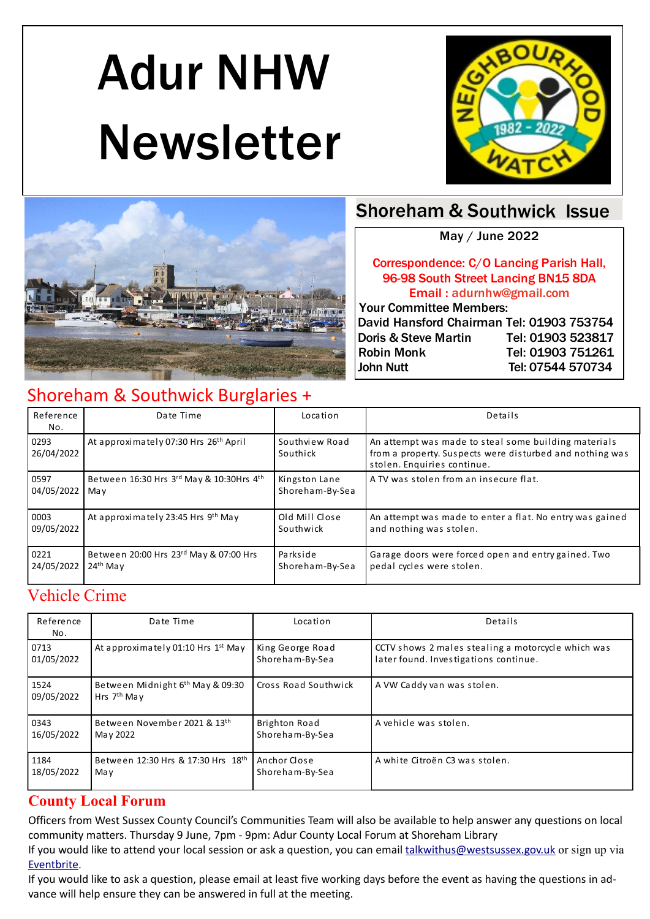# Adur NHW Newsletter

## Shoreham & Southwick Issue

May / June 2022

Correspondence: C/O Lancing Parish Hall, 96-98 South Street Lancing BN15 8DA
Email : adurnhw@gmail.com

Your Committee Members:

David Hansford Chairman Tel: 01903 753754
Doris & Steve Martin Tel: 01903 523817
Robin Monk Tel: 01903 751261
John Nutt Tel: 07544 570734

## Shoreham & Southwick Burglaries +

| Reference No. | Date Time | Location | Details |
|---|---|---|---|
| 0293 26/04/2022 | At approximately 07:30 Hrs 26th April | Southview Road Southick | An attempt was made to steal some building materials from a property. Suspects were disturbed and nothing was stolen. Enquiries continue. |
| 0597 04/05/2022 | Between 16:30 Hrs 3rd May & 10:30Hrs 4th May | Kingston Lane Shoreham-By-Sea | A TV was stolen from an insecure flat. |
| 0003 09/05/2022 | At approximately 23:45 Hrs 9th May | Old Mill Close Southwick | An attempt was made to enter a flat. No entry was gained and nothing was stolen. |
| 0221 24/05/2022 | Between 20:00 Hrs 23rd May & 07:00 Hrs 24th May | Parkside Shoreham-By-Sea | Garage doors were forced open and entry gained. Two pedal cycles were stolen. |

## Vehicle Crime

| Reference No. | Date Time | Location | Details |
|---|---|---|---|
| 0713 01/05/2022 | At approximately 01:10 Hrs 1st May | King George Road Shoreham-By-Sea | CCTV shows 2 males stealing a motorcycle which was later found. Investigations continue. |
| 1524 09/05/2022 | Between Midnight 6th May & 09:30 Hrs 7th May | Cross Road Southwick | A VW Caddy van was stolen. |
| 0343 16/05/2022 | Between November 2021 & 13th May 2022 | Brighton Road Shoreham-By-Sea | A vehicle was stolen. |
| 1184 18/05/2022 | Between 12:30 Hrs & 17:30 Hrs 18th May | Anchor Close Shoreham-By-Sea | A white Citroën C3 was stolen. |

## County Local Forum

Officers from West Sussex County Council's Communities Team will also be available to help answer any questions on local community matters. Thursday 9 June, 7pm - 9pm: Adur County Local Forum at Shoreham Library

If you would like to attend your local session or ask a question, you can email talkwithus@westsussex.gov.uk or sign up via Eventbrite.

If you would like to ask a question, please email at least five working days before the event as having the questions in advance will help ensure they can be answered in full at the meeting.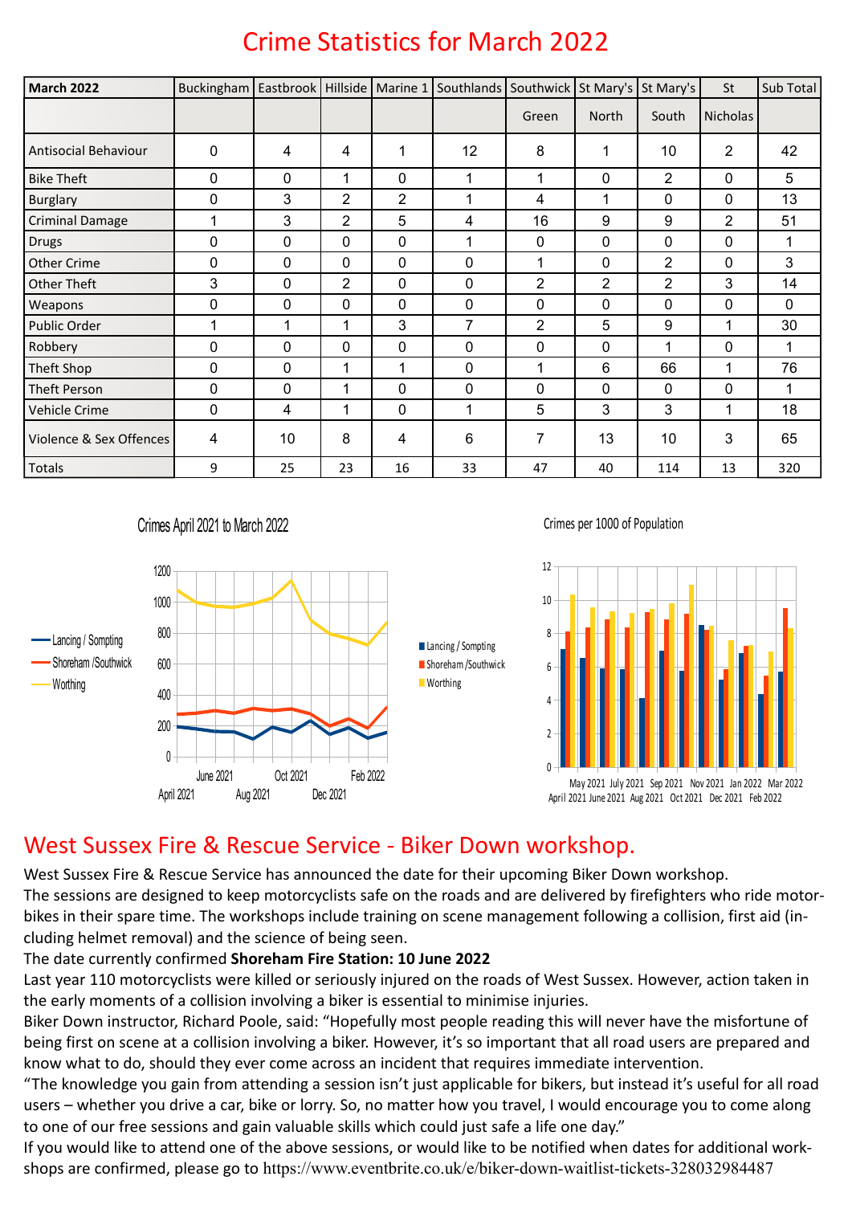# Crime Statistics for March 2022

| March 2022 | Buckingham | Eastbrook | Hillside | Marine 1 | Southlands | Southwick Green | St Mary's North | St Mary's South | St Nicholas | Sub Total |
|---|---|---|---|---|---|---|---|---|---|---|
| Antisocial Behaviour | 0 | 4 | 4 | 1 | 12 | 8 | 1 | 10 | 2 | 42 |
| Bike Theft | 0 | 0 | 1 | 0 | 1 | 1 | 0 | 2 | 0 | 5 |
| Burglary | 0 | 3 | 2 | 2 | 1 | 4 | 1 | 0 | 0 | 13 |
| Criminal Damage | 1 | 3 | 2 | 5 | 4 | 16 | 9 | 9 | 2 | 51 |
| Drugs | 0 | 0 | 0 | 0 | 1 | 0 | 0 | 0 | 0 | 1 |
| Other Crime | 0 | 0 | 0 | 0 | 0 | 1 | 0 | 2 | 0 | 3 |
| Other Theft | 3 | 0 | 2 | 0 | 0 | 2 | 2 | 2 | 3 | 14 |
| Weapons | 0 | 0 | 0 | 0 | 0 | 0 | 0 | 0 | 0 | 0 |
| Public Order | 1 | 1 | 1 | 3 | 7 | 2 | 5 | 9 | 1 | 30 |
| Robbery | 0 | 0 | 0 | 0 | 0 | 0 | 0 | 1 | 0 | 1 |
| Theft Shop | 0 | 0 | 1 | 1 | 0 | 1 | 6 | 66 | 1 | 76 |
| Theft Person | 0 | 0 | 1 | 0 | 0 | 0 | 0 | 0 | 0 | 1 |
| Vehicle Crime | 0 | 4 | 1 | 0 | 1 | 5 | 3 | 3 | 1 | 18 |
| Violence & Sex Offences | 4 | 10 | 8 | 4 | 6 | 7 | 13 | 10 | 3 | 65 |
| Totals | 9 | 25 | 23 | 16 | 33 | 47 | 40 | 114 | 13 | 320 |

Crimes April 2021 to March 2022

Lancing / Sompting
Shoreham /Southwick
Worthing

0
200
400
600
800
1000
1200

April 2021 June 2021 Aug 2021 Oct 2021 Dec 2021 Feb 2022

Crimes per 1000 of Population

Lancing / Sompting
Shoreham /Southwick
Worthing

0
2
4
6
8
10
12

April 2021 May 2021 June 2021 July 2021 Aug 2021 Sep 2021 Oct 2021 Nov 2021 Dec 2021 Jan 2022 Feb 2022 Mar 2022

# West Sussex Fire & Rescue Service - Biker Down workshop.

West Sussex Fire & Rescue Service has announced the date for their upcoming Biker Down workshop.

The sessions are designed to keep motorcyclists safe on the roads and are delivered by firefighters who ride motorbikes in their spare time. The workshops include training on scene management following a collision, first aid (including helmet removal) and the science of being seen.

The date currently confirmed **Shoreham Fire Station: 10 June 2022**

Last year 110 motorcyclists were killed or seriously injured on the roads of West Sussex. However, action taken in the early moments of a collision involving a biker is essential to minimise injuries.

Biker Down instructor, Richard Poole, said: "Hopefully most people reading this will never have the misfortune of being first on scene at a collision involving a biker. However, it's so important that all road users are prepared and know what to do, should they ever come across an incident that requires immediate intervention.

"The knowledge you gain from attending a session isn't just applicable for bikers, but instead it's useful for all road users – whether you drive a car, bike or lorry. So, no matter how you travel, I would encourage you to come along to one of our free sessions and gain valuable skills which could just safe a life one day."

If you would like to attend one of the above sessions, or would like to be notified when dates for additional workshops are confirmed, please go to https://www.eventbrite.co.uk/e/biker-down-waitlist-tickets-328032984487